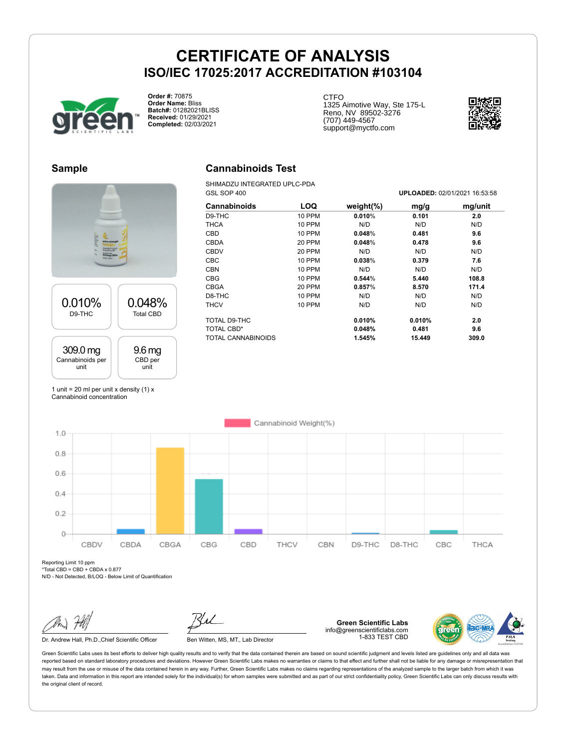# CERTIFICATE OF ANALYSIS

## ISO/IEC 17025:2017 ACCREDITATION #103104

**Order #:** 70875
**Order Name:** Bliss
**Batch#:** 01282021BLISS
**Received:** 01/29/2021
**Completed:** 02/03/2021

CTFO
1325 Aimotive Way, Ste 175-L
Reno, NV 89502-3276
(707) 449-4567
support@myctfo.com

## Sample

| | |
|---|---|
| 0.010%<br>D9-THC | 0.048%<br>Total CBD |
| 309.0 mg<br>Cannabinoids per unit | 9.6 mg<br>CBD per unit |

1 unit = 20 ml per unit x density (1) x Cannabinoid concentration

## Cannabinoids Test

SHIMADZU INTEGRATED UPLC-PDA
GSL SOP 400

**UPLOADED:** 02/01/2021 16:53:58

| Cannabinoids | LOQ | weight(%) | mg/g | mg/unit |
|---|---|---|---|---|
| D9-THC | 10 PPM | **0.010%** | **0.101** | **2.0** |
| THCA | 10 PPM | N/D | N/D | N/D |
| CBD | 10 PPM | **0.048%** | **0.481** | **9.6** |
| CBDA | 20 PPM | **0.048%** | **0.478** | **9.6** |
| CBDV | 20 PPM | N/D | N/D | N/D |
| CBC | 10 PPM | **0.038%** | **0.379** | **7.6** |
| CBN | 10 PPM | N/D | N/D | N/D |
| CBG | 10 PPM | **0.544%** | **5.440** | **108.8** |
| CBGA | 20 PPM | **0.857%** | **8.570** | **171.4** |
| D8-THC | 10 PPM | N/D | N/D | N/D |
| THCV | 10 PPM | N/D | N/D | N/D |
| TOTAL D9-THC | | **0.010%** | **0.010%** | **2.0** |
| TOTAL CBD* | | **0.048%** | **0.481** | **9.6** |
| TOTAL CANNABINOIDS | | **1.545%** | **15.449** | **309.0** |

Cannabinoid Weight(%)

1.0
0.8
0.6
0.4
0.2
0

CBDV CBDA CBGA CBG CBD THCV CBN D9-THC D8-THC CBC THCA

Reporting Limit 10 ppm
*Total CBD = CBD + CBDA x 0.877
N/D - Not Detected, B/LOQ - Below Limit of Quantification

Dr. Andrew Hall, Ph.D.,Chief Scientific Officer

Ben Witten, MS, MT., Lab Director

**Green Scientific Labs**
info@greenscientificlabs.com
1-833 TEST CBD

Green Scientific Labs uses its best efforts to deliver high quality results and to verify that the data contained therein are based on sound scientific judgment and levels listed are guidelines only and all data was reported based on standard laboratory procedures and deviations. However Green Scientific Labs makes no warranties or claims to that effect and further shall not be liable for any damage or misrepresentation that may result from the use or misuse of the data contained herein in any way. Further, Green Scientific Labs makes no claims regarding representations of the analyzed sample to the larger batch from which it was taken. Data and information in this report are intended solely for the individual(s) for whom samples were submitted and as part of our strict confidentiality policy, Green Scientific Labs can only discuss results with the original client of record.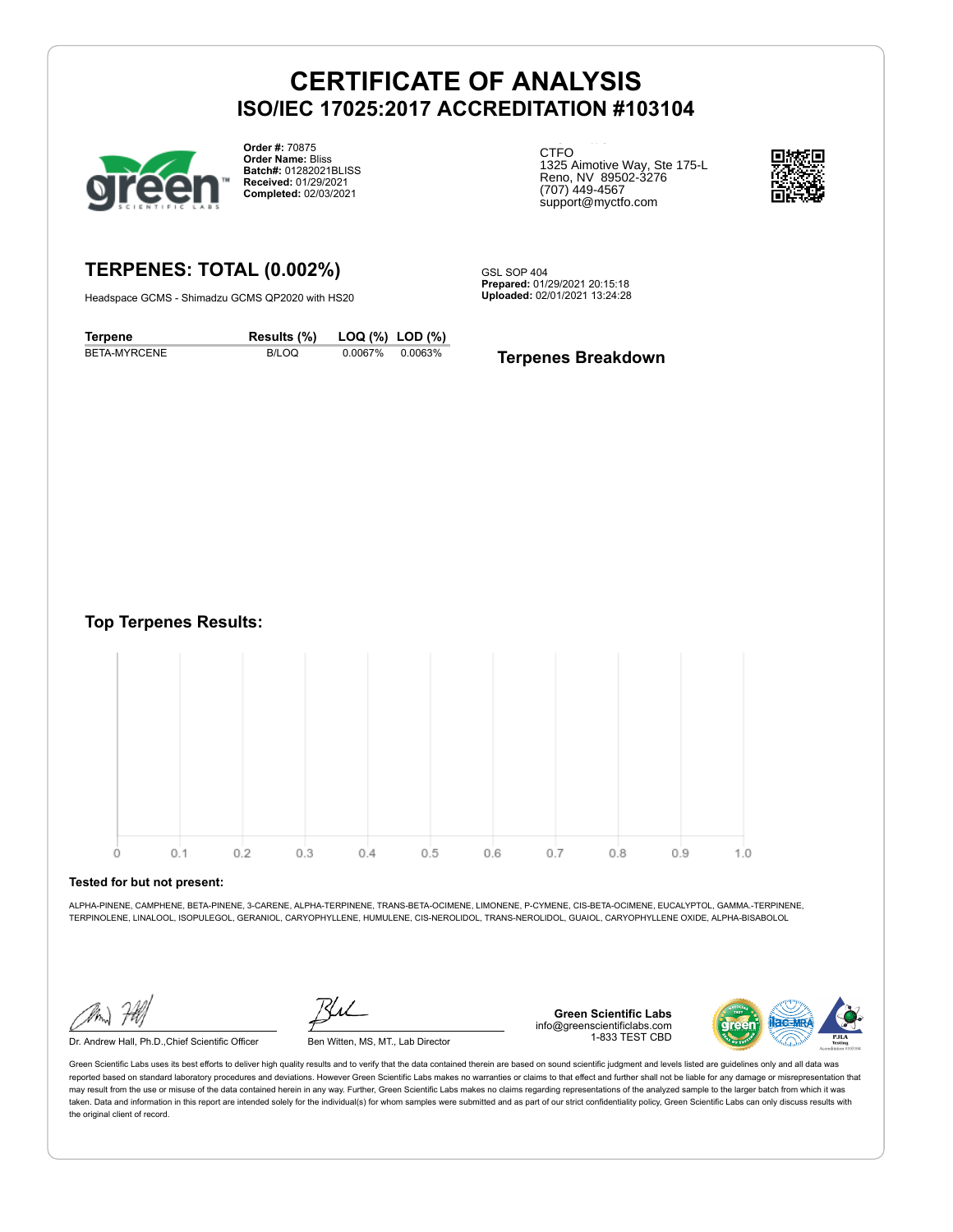# CERTIFICATE OF ANALYSIS

## ISO/IEC 17025:2017 ACCREDITATION #103104

**Order #:** 70875
**Order Name:** Bliss
**Batch#:** 01282021BLISS
**Received:** 01/29/2021
**Completed:** 02/03/2021

CTFO
1325 Aimotive Way, Ste 175-L
Reno, NV 89502-3276
(707) 449-4567
support@myctfo.com

## TERPENES: TOTAL (0.002%)

Headspace GCMS - Shimadzu GCMS QP2020 with HS20

GSL SOP 404
**Prepared:** 01/29/2021 20:15:18
**Uploaded:** 02/01/2021 13:24:28

| Terpene | Results (%) | LOQ (%) | LOD (%) |
|---|---|---|---|
| BETA-MYRCENE | B/LOQ | 0.0067% | 0.0063% |

### Terpenes Breakdown

### Top Terpenes Results:

0
0.1
0.2
0.3
0.4
0.5
0.6
0.7
0.8
0.9
1.0

**Tested for but not present:**

ALPHA-PINENE, CAMPHENE, BETA-PINENE, 3-CARENE, ALPHA-TERPINENE, TRANS-BETA-OCIMENE, LIMONENE, P-CYMENE, CIS-BETA-OCIMENE, EUCALYPTOL, GAMMA.-TERPINENE, TERPINOLENE, LINALOOL, ISOPULEGOL, GERANIOL, CARYOPHYLLENE, HUMULENE, CIS-NEROLIDOL, TRANS-NEROLIDOL, GUAIOL, CARYOPHYLLENE OXIDE, ALPHA-BISABOLOL

Dr. Andrew Hall, Ph.D.,Chief Scientific Officer

Ben Witten, MS, MT., Lab Director

**Green Scientific Labs**
info@greenscientificlabs.com
1-833 TEST CBD

Green Scientific Labs uses its best efforts to deliver high quality results and to verify that the data contained therein are based on sound scientific judgment and levels listed are guidelines only and all data was reported based on standard laboratory procedures and deviations. However Green Scientific Labs makes no warranties or claims to that effect and further shall not be liable for any damage or misrepresentation that may result from the use or misuse of the data contained herein in any way. Further, Green Scientific Labs makes no claims regarding representations of the analyzed sample to the larger batch from which it was taken. Data and information in this report are intended solely for the individual(s) for whom samples were submitted and as part of our strict confidentiality policy, Green Scientific Labs can only discuss results with the original client of record.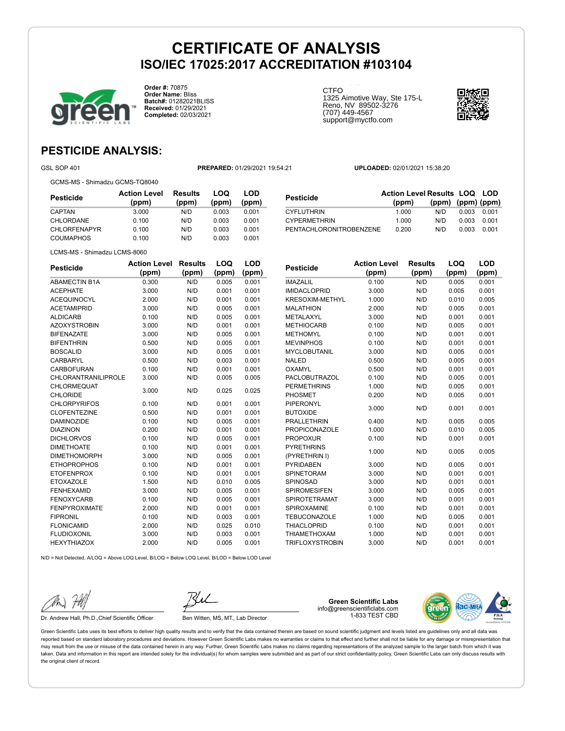# CERTIFICATE OF ANALYSIS
## ISO/IEC 17025:2017 ACCREDITATION #103104

**Order #:** 70875
**Order Name:** Bliss
**Batch#:** 01282021BLISS
**Received:** 01/29/2021
**Completed:** 02/03/2021

CTFO
1325 Aimotive Way, Ste 175-L
Reno, NV 89502-3276
(707) 449-4567
support@myctfo.com

## PESTICIDE ANALYSIS:

GSL SOP 401 **PREPARED:** 01/29/2021 19:54:21 **UPLOADED:** 02/01/2021 15:38:20

GCMS-MS - Shimadzu GCMS-TQ8040

| Pesticide | Action Level (ppm) | Results (ppm) | LOQ (ppm) | LOD (ppm) |
|---|---|---|---|---|
| CAPTAN | 3.000 | N/D | 0.003 | 0.001 |
| CHLORDANE | 0.100 | N/D | 0.003 | 0.001 |
| CHLORFENAPYR | 0.100 | N/D | 0.003 | 0.001 |
| COUMAPHOS | 0.100 | N/D | 0.003 | 0.001 |
| CYFLUTHRIN | 1.000 | N/D | 0.003 | 0.001 |
| CYPERMETHRIN | 1.000 | N/D | 0.003 | 0.001 |
| PENTACHLORONITROBENZENE | 0.200 | N/D | 0.003 | 0.001 |

LCMS-MS - Shimadzu LCMS-8060

| Pesticide | Action Level (ppm) | Results (ppm) | LOQ (ppm) | LOD (ppm) |
|---|---|---|---|---|
| ABAMECTIN B1A | 0.300 | N/D | 0.005 | 0.001 |
| ACEPHATE | 3.000 | N/D | 0.001 | 0.001 |
| ACEQUINOCYL | 2.000 | N/D | 0.001 | 0.001 |
| ACETAMIPRID | 3.000 | N/D | 0.005 | 0.001 |
| ALDICARB | 0.100 | N/D | 0.005 | 0.001 |
| AZOXYSTROBIN | 3.000 | N/D | 0.001 | 0.001 |
| BIFENAZATE | 3.000 | N/D | 0.005 | 0.001 |
| BIFENTHRIN | 0.500 | N/D | 0.005 | 0.001 |
| BOSCALID | 3.000 | N/D | 0.005 | 0.001 |
| CARBARYL | 0.500 | N/D | 0.003 | 0.001 |
| CARBOFURAN | 0.100 | N/D | 0.001 | 0.001 |
| CHLORANTRANILIPROLE | 3.000 | N/D | 0.005 | 0.005 |
| CHLORMEQUAT CHLORIDE | 3.000 | N/D | 0.025 | 0.025 |
| CHLORPYRIFOS | 0.100 | N/D | 0.001 | 0.001 |
| CLOFENTEZINE | 0.500 | N/D | 0.001 | 0.001 |
| DAMINOZIDE | 0.100 | N/D | 0.005 | 0.001 |
| DIAZINON | 0.200 | N/D | 0.001 | 0.001 |
| DICHLORVOS | 0.100 | N/D | 0.005 | 0.001 |
| DIMETHOATE | 0.100 | N/D | 0.001 | 0.001 |
| DIMETHOMORPH | 3.000 | N/D | 0.005 | 0.001 |
| ETHOPROPHOS | 0.100 | N/D | 0.001 | 0.001 |
| ETOFENPROX | 0.100 | N/D | 0.001 | 0.001 |
| ETOXAZOLE | 1.500 | N/D | 0.010 | 0.005 |
| FENHEXAMID | 3.000 | N/D | 0.005 | 0.001 |
| FENOXYCARB | 0.100 | N/D | 0.005 | 0.001 |
| FENPYROXIMATE | 2.000 | N/D | 0.001 | 0.001 |
| FIPRONIL | 0.100 | N/D | 0.003 | 0.001 |
| FLONICAMID | 2.000 | N/D | 0.025 | 0.010 |
| FLUDIOXONIL | 3.000 | N/D | 0.003 | 0.001 |
| HEXYTHIAZOX | 2.000 | N/D | 0.005 | 0.001 |
| IMAZALIL | 0.100 | N/D | 0.005 | 0.001 |
| IMIDACLOPRID | 3.000 | N/D | 0.005 | 0.001 |
| KRESOXIM-METHYL | 1.000 | N/D | 0.010 | 0.005 |
| MALATHION | 2.000 | N/D | 0.005 | 0.001 |
| METALAXYL | 3.000 | N/D | 0.001 | 0.001 |
| METHIOCARB | 0.100 | N/D | 0.005 | 0.001 |
| METHOMYL | 0.100 | N/D | 0.001 | 0.001 |
| MEVINPHOS | 0.100 | N/D | 0.001 | 0.001 |
| MYCLOBUTANIL | 3.000 | N/D | 0.005 | 0.001 |
| NALED | 0.500 | N/D | 0.005 | 0.001 |
| OXAMYL | 0.500 | N/D | 0.001 | 0.001 |
| PACLOBUTRAZOL | 0.100 | N/D | 0.005 | 0.001 |
| PERMETHRINS | 1.000 | N/D | 0.005 | 0.001 |
| PHOSMET | 0.200 | N/D | 0.005 | 0.001 |
| PIPERONYL BUTOXIDE | 3.000 | N/D | 0.001 | 0.001 |
| PRALLETHRIN | 0.400 | N/D | 0.005 | 0.005 |
| PROPICONAZOLE | 1.000 | N/D | 0.010 | 0.005 |
| PROPOXUR | 0.100 | N/D | 0.001 | 0.001 |
| PYRETHRINS (PYRETHRIN I) | 1.000 | N/D | 0.005 | 0.005 |
| PYRIDABEN | 3.000 | N/D | 0.005 | 0.001 |
| SPINETORAM | 3.000 | N/D | 0.001 | 0.001 |
| SPINOSAD | 3.000 | N/D | 0.001 | 0.001 |
| SPIROMESIFEN | 3.000 | N/D | 0.005 | 0.001 |
| SPIROTETRAMAT | 3.000 | N/D | 0.001 | 0.001 |
| SPIROXAMINE | 0.100 | N/D | 0.001 | 0.001 |
| TEBUCONAZOLE | 1.000 | N/D | 0.005 | 0.001 |
| THIACLOPRID | 0.100 | N/D | 0.001 | 0.001 |
| THIAMETHOXAM | 1.000 | N/D | 0.001 | 0.001 |
| TRIFLOXYSTROBIN | 3.000 | N/D | 0.001 | 0.001 |

N/D = Not Detected, A/LOQ = Above LOQ Level, B/LOQ = Below LOQ Level, B/LOD = Below LOD Level

Dr. Andrew Hall, Ph.D.,Chief Scientific Officer

Ben Witten, MS, MT., Lab Director

**Green Scientific Labs**
info@greenscientificlabs.com
1-833 TEST CBD

Green Scientific Labs uses its best efforts to deliver high quality results and to verify that the data contained therein are based on sound scientific judgment and levels listed are guidelines only and all data was reported based on standard laboratory procedures and deviations. However Green Scientific Labs makes no warranties or claims to that effect and further shall not be liable for any damage or misrepresentation that may result from the use or misuse of the data contained herein in any way. Further, Green Scientific Labs makes no claims regarding representations of the analyzed sample to the larger batch from which it was taken. Data and information in this report are intended solely for the individual(s) for whom samples were submitted and as part of our strict confidentiality policy, Green Scientific Labs can only discuss results with the original client of record.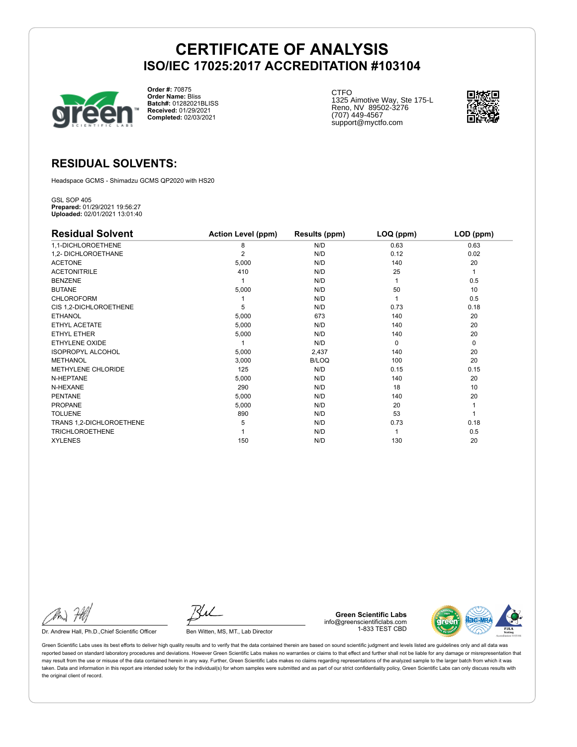# CERTIFICATE OF ANALYSIS

## ISO/IEC 17025:2017 ACCREDITATION #103104

**Order #:** 70875
**Order Name:** Bliss
**Batch#:** 01282021BLISS
**Received:** 01/29/2021
**Completed:** 02/03/2021

CTFO
1325 Aimotive Way, Ste 175-L
Reno, NV 89502-3276
(707) 449-4567
support@myctfo.com

## RESIDUAL SOLVENTS:

Headspace GCMS - Shimadzu GCMS QP2020 with HS20

GSL SOP 405
**Prepared:** 01/29/2021 19:56:27
**Uploaded:** 02/01/2021 13:01:40

| Residual Solvent | Action Level (ppm) | Results (ppm) | LOQ (ppm) | LOD (ppm) |
|---|---|---|---|---|
| 1,1-DICHLOROETHENE | 8 | N/D | 0.63 | 0.63 |
| 1,2- DICHLOROETHANE | 2 | N/D | 0.12 | 0.02 |
| ACETONE | 5,000 | N/D | 140 | 20 |
| ACETONITRILE | 410 | N/D | 25 | 1 |
| BENZENE | 1 | N/D | 1 | 0.5 |
| BUTANE | 5,000 | N/D | 50 | 10 |
| CHLOROFORM | 1 | N/D | 1 | 0.5 |
| CIS 1,2-DICHLOROETHENE | 5 | N/D | 0.73 | 0.18 |
| ETHANOL | 5,000 | 673 | 140 | 20 |
| ETHYL ACETATE | 5,000 | N/D | 140 | 20 |
| ETHYL ETHER | 5,000 | N/D | 140 | 20 |
| ETHYLENE OXIDE | 1 | N/D | 0 | 0 |
| ISOPROPYL ALCOHOL | 5,000 | 2,437 | 140 | 20 |
| METHANOL | 3,000 | B/LOQ | 100 | 20 |
| METHYLENE CHLORIDE | 125 | N/D | 0.15 | 0.15 |
| N-HEPTANE | 5,000 | N/D | 140 | 20 |
| N-HEXANE | 290 | N/D | 18 | 10 |
| PENTANE | 5,000 | N/D | 140 | 20 |
| PROPANE | 5,000 | N/D | 20 | 1 |
| TOLUENE | 890 | N/D | 53 | 1 |
| TRANS 1,2-DICHLOROETHENE | 5 | N/D | 0.73 | 0.18 |
| TRICHLOROETHENE | 1 | N/D | 1 | 0.5 |
| XYLENES | 150 | N/D | 130 | 20 |

Dr. Andrew Hall, Ph.D.,Chief Scientific Officer

Ben Witten, MS, MT., Lab Director

**Green Scientific Labs**
info@greenscientificlabs.com
1-833 TEST CBD

Green Scientific Labs uses its best efforts to deliver high quality results and to verify that the data contained therein are based on sound scientific judgment and levels listed are guidelines only and all data was reported based on standard laboratory procedures and deviations. However Green Scientific Labs makes no warranties or claims to that effect and further shall not be liable for any damage or misrepresentation that may result from the use or misuse of the data contained herein in any way. Further, Green Scientific Labs makes no claims regarding representations of the analyzed sample to the larger batch from which it was taken. Data and information in this report are intended solely for the individual(s) for whom samples were submitted and as part of our strict confidentiality policy, Green Scientific Labs can only discuss results with the original client of record.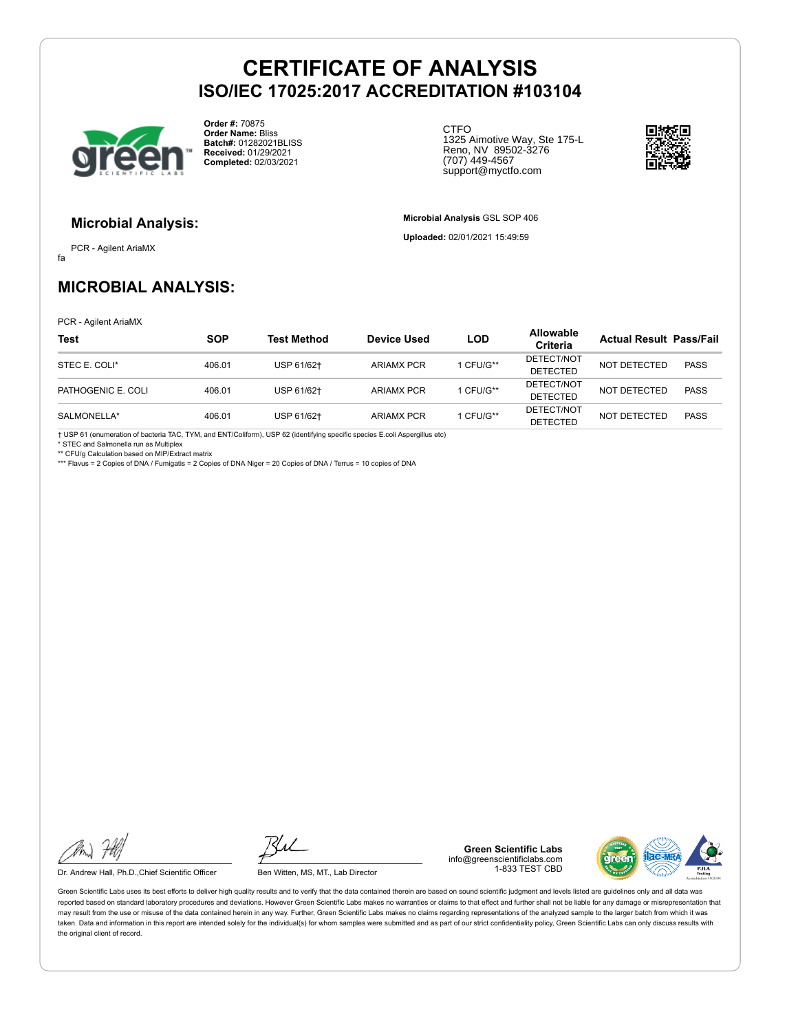# CERTIFICATE OF ANALYSIS
## ISO/IEC 17025:2017 ACCREDITATION #103104

**Order #:** 70875
**Order Name:** Bliss
**Batch#:** 01282021BLISS
**Received:** 01/29/2021
**Completed:** 02/03/2021

CTFO
1325 Aimotive Way, Ste 175-L
Reno, NV 89502-3276
(707) 449-4567
support@myctfo.com

### Microbial Analysis:

PCR - Agilent AriaMX

fa

**Microbial Analysis** GSL SOP 406

**Uploaded:** 02/01/2021 15:49:59

## MICROBIAL ANALYSIS:

PCR - Agilent AriaMX

| Test | SOP | Test Method | Device Used | LOD | Allowable Criteria | Actual Result | Pass/Fail |
|---|---|---|---|---|---|---|---|
| STEC E. COLI* | 406.01 | USP 61/62† | ARIAMX PCR | 1 CFU/G** | DETECT/NOT DETECTED | NOT DETECTED | PASS |
| PATHOGENIC E. COLI | 406.01 | USP 61/62† | ARIAMX PCR | 1 CFU/G** | DETECT/NOT DETECTED | NOT DETECTED | PASS |
| SALMONELLA* | 406.01 | USP 61/62† | ARIAMX PCR | 1 CFU/G** | DETECT/NOT DETECTED | NOT DETECTED | PASS |

† USP 61 (enumeration of bacteria TAC, TYM, and ENT/Coliform), USP 62 (identifying specific species E.coli Aspergillus etc)
* STEC and Salmonella run as Multiplex
** CFU/g Calculation based on MIP/Extract matrix
*** Flavus = 2 Copies of DNA / Fumigatis = 2 Copies of DNA Niger = 20 Copies of DNA / Terrus = 10 copies of DNA

Dr. Andrew Hall, Ph.D.,Chief Scientific Officer

Ben Witten, MS, MT., Lab Director

**Green Scientific Labs**
info@greenscientificlabs.com
1-833 TEST CBD

Green Scientific Labs uses its best efforts to deliver high quality results and to verify that the data contained therein are based on sound scientific judgment and levels listed are guidelines only and all data was reported based on standard laboratory procedures and deviations. However Green Scientific Labs makes no warranties or claims to that effect and further shall not be liable for any damage or misrepresentation that may result from the use or misuse of the data contained herein in any way. Further, Green Scientific Labs makes no claims regarding representations of the analyzed sample to the larger batch from which it was taken. Data and information in this report are intended solely for the individual(s) for whom samples were submitted and as part of our strict confidentiality policy, Green Scientific Labs can only discuss results with the original client of record.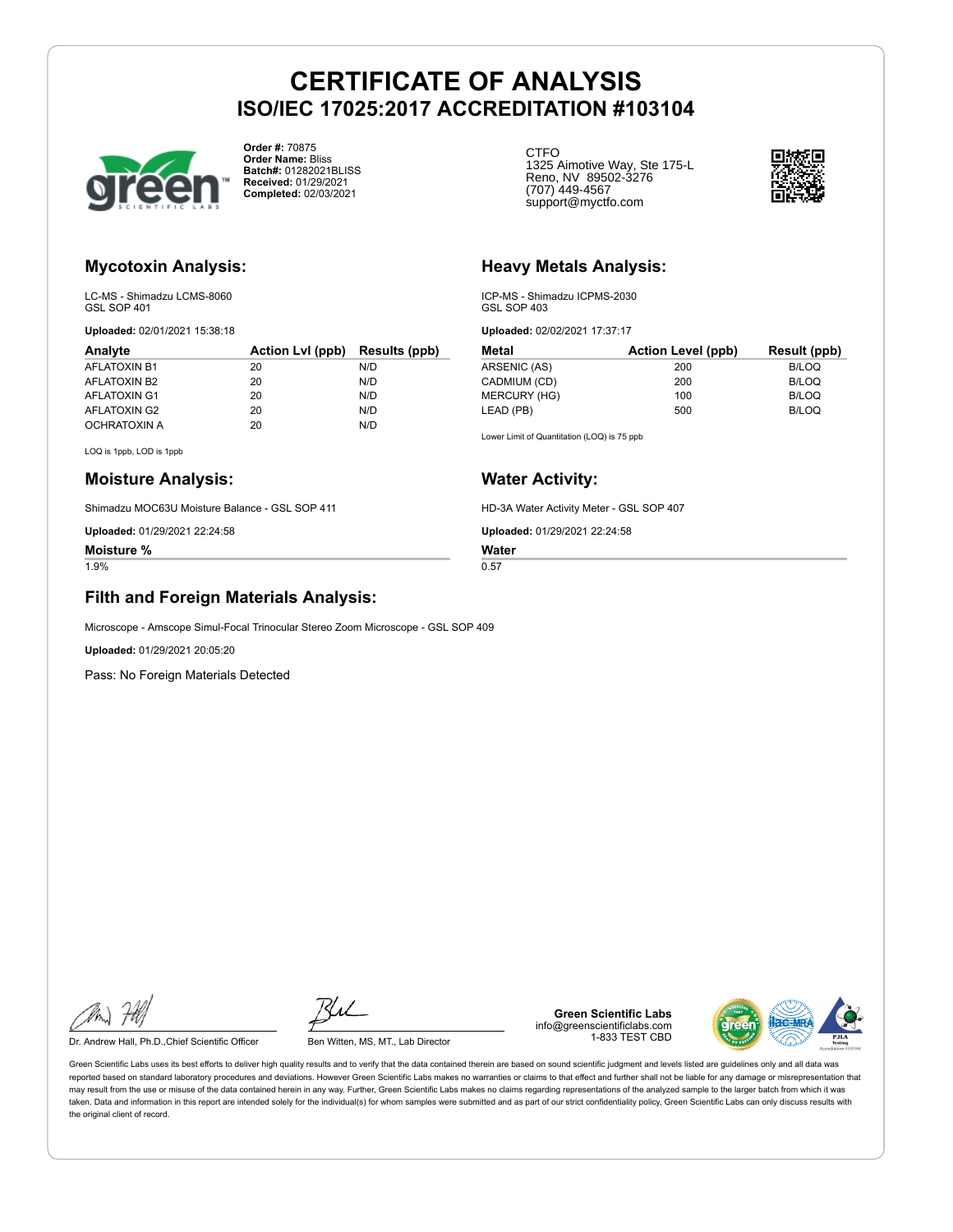# CERTIFICATE OF ANALYSIS

## ISO/IEC 17025:2017 ACCREDITATION #103104

**Order #:** 70875
**Order Name:** Bliss
**Batch#:** 01282021BLISS
**Received:** 01/29/2021
**Completed:** 02/03/2021

CTFO
1325 Aimotive Way, Ste 175-L
Reno, NV 89502-3276
(707) 449-4567
support@myctfo.com

## Mycotoxin Analysis:

LC-MS - Shimadzu LCMS-8060
GSL SOP 401

**Uploaded:** 02/01/2021 15:38:18

| Analyte | Action Lvl (ppb) | Results (ppb) |
|---|---|---|
| AFLATOXIN B1 | 20 | N/D |
| AFLATOXIN B2 | 20 | N/D |
| AFLATOXIN G1 | 20 | N/D |
| AFLATOXIN G2 | 20 | N/D |
| OCHRATOXIN A | 20 | N/D |

LOQ is 1ppb, LOD is 1ppb

## Heavy Metals Analysis:

ICP-MS - Shimadzu ICPMS-2030
GSL SOP 403

**Uploaded:** 02/02/2021 17:37:17

| Metal | Action Level (ppb) | Result (ppb) |
|---|---|---|
| ARSENIC (AS) | 200 | B/LOQ |
| CADMIUM (CD) | 200 | B/LOQ |
| MERCURY (HG) | 100 | B/LOQ |
| LEAD (PB) | 500 | B/LOQ |

Lower Limit of Quantitation (LOQ) is 75 ppb

## Moisture Analysis:

Shimadzu MOC63U Moisture Balance - GSL SOP 411

**Uploaded:** 01/29/2021 22:24:58

| Moisture % |
|---|
| 1.9% |

## Water Activity:

HD-3A Water Activity Meter - GSL SOP 407

**Uploaded:** 01/29/2021 22:24:58

| Water |
|---|
| 0.57 |

## Filth and Foreign Materials Analysis:

Microscope - Amscope Simul-Focal Trinocular Stereo Zoom Microscope - GSL SOP 409

**Uploaded:** 01/29/2021 20:05:20

Pass: No Foreign Materials Detected

Dr. Andrew Hall, Ph.D.,Chief Scientific Officer

Ben Witten, MS, MT., Lab Director

**Green Scientific Labs**
info@greenscientificlabs.com
1-833 TEST CBD

Green Scientific Labs uses its best efforts to deliver high quality results and to verify that the data contained therein are based on sound scientific judgment and levels listed are guidelines only and all data was reported based on standard laboratory procedures and deviations. However Green Scientific Labs makes no warranties or claims to that effect and further shall not be liable for any damage or misrepresentation that may result from the use or misuse of the data contained herein in any way. Further, Green Scientific Labs makes no claims regarding representations of the analyzed sample to the larger batch from which it was taken. Data and information in this report are intended solely for the individual(s) for whom samples were submitted and as part of our strict confidentiality policy, Green Scientific Labs can only discuss results with the original client of record.